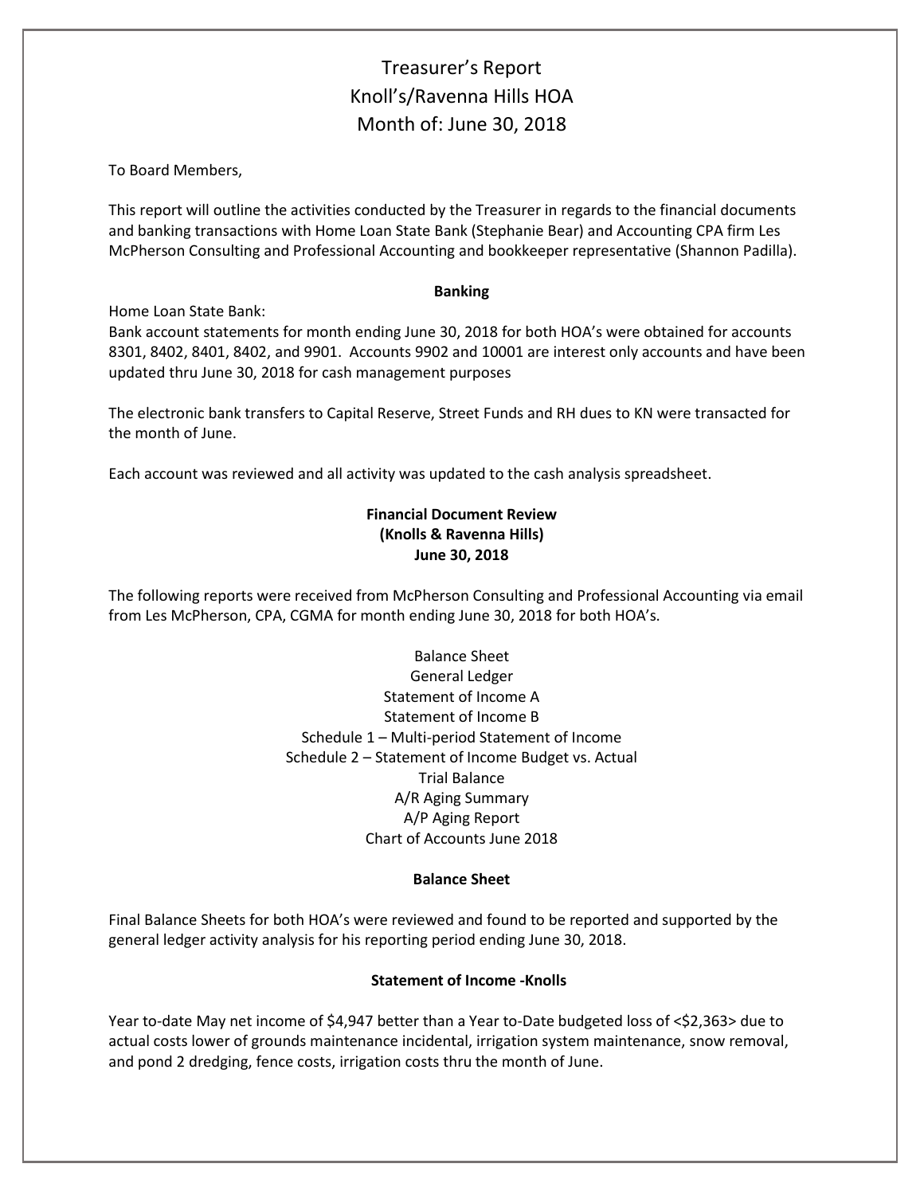# Treasurer's Report
# Knoll's/Ravenna Hills HOA
# Month of: June 30, 2018

To Board Members,

This report will outline the activities conducted by the Treasurer in regards to the financial documents and banking transactions with Home Loan State Bank (Stephanie Bear) and Accounting CPA firm Les McPherson Consulting and Professional Accounting and bookkeeper representative (Shannon Padilla).

**Banking**

Home Loan State Bank:
Bank account statements for month ending June 30, 2018 for both HOA's were obtained for accounts 8301, 8402, 8401, 8402, and 9901. Accounts 9902 and 10001 are interest only accounts and have been updated thru June 30, 2018 for cash management purposes

The electronic bank transfers to Capital Reserve, Street Funds and RH dues to KN were transacted for the month of June.

Each account was reviewed and all activity was updated to the cash analysis spreadsheet.

**Financial Document Review**
**(Knolls & Ravenna Hills)**
**June 30, 2018**

The following reports were received from McPherson Consulting and Professional Accounting via email from Les McPherson, CPA, CGMA for month ending June 30, 2018 for both HOA's.

Balance Sheet
General Ledger
Statement of Income A
Statement of Income B
Schedule 1 – Multi-period Statement of Income
Schedule 2 – Statement of Income Budget vs. Actual
Trial Balance
A/R Aging Summary
A/P Aging Report
Chart of Accounts June 2018

**Balance Sheet**

Final Balance Sheets for both HOA's were reviewed and found to be reported and supported by the general ledger activity analysis for his reporting period ending June 30, 2018.

**Statement of Income -Knolls**

Year to-date May net income of $4,947 better than a Year to-Date budgeted loss of <$2,363> due to actual costs lower of grounds maintenance incidental, irrigation system maintenance, snow removal, and pond 2 dredging, fence costs, irrigation costs thru the month of June.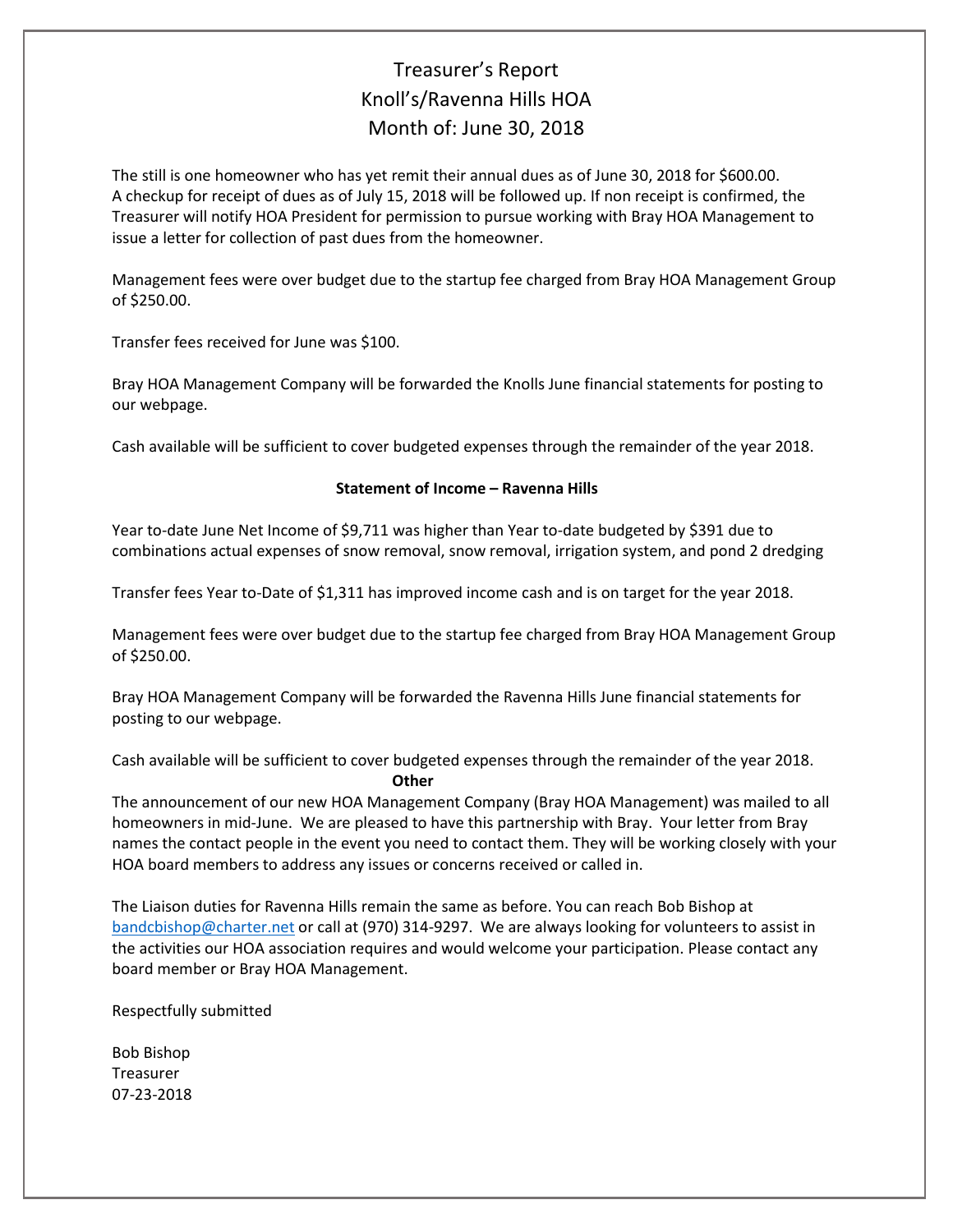# Treasurer's Report
# Knoll's/Ravenna Hills HOA
# Month of: June 30, 2018

The still is one homeowner who has yet remit their annual dues as of June 30, 2018 for $600.00. A checkup for receipt of dues as of July 15, 2018 will be followed up. If non receipt is confirmed, the Treasurer will notify HOA President for permission to pursue working with Bray HOA Management to issue a letter for collection of past dues from the homeowner.

Management fees were over budget due to the startup fee charged from Bray HOA Management Group of $250.00.

Transfer fees received for June was $100.

Bray HOA Management Company will be forwarded the Knolls June financial statements for posting to our webpage.

Cash available will be sufficient to cover budgeted expenses through the remainder of the year 2018.

**Statement of Income – Ravenna Hills**

Year to-date June Net Income of $9,711 was higher than Year to-date budgeted by $391 due to combinations actual expenses of snow removal, snow removal, irrigation system, and pond 2 dredging

Transfer fees Year to-Date of $1,311 has improved income cash and is on target for the year 2018.

Management fees were over budget due to the startup fee charged from Bray HOA Management Group of $250.00.

Bray HOA Management Company will be forwarded the Ravenna Hills June financial statements for posting to our webpage.

Cash available will be sufficient to cover budgeted expenses through the remainder of the year 2018.

**Other**

The announcement of our new HOA Management Company (Bray HOA Management) was mailed to all homeowners in mid-June. We are pleased to have this partnership with Bray. Your letter from Bray names the contact people in the event you need to contact them. They will be working closely with your HOA board members to address any issues or concerns received or called in.

The Liaison duties for Ravenna Hills remain the same as before. You can reach Bob Bishop at bandcbishop@charter.net or call at (970) 314-9297. We are always looking for volunteers to assist in the activities our HOA association requires and would welcome your participation. Please contact any board member or Bray HOA Management.

Respectfully submitted

Bob Bishop
Treasurer
07-23-2018